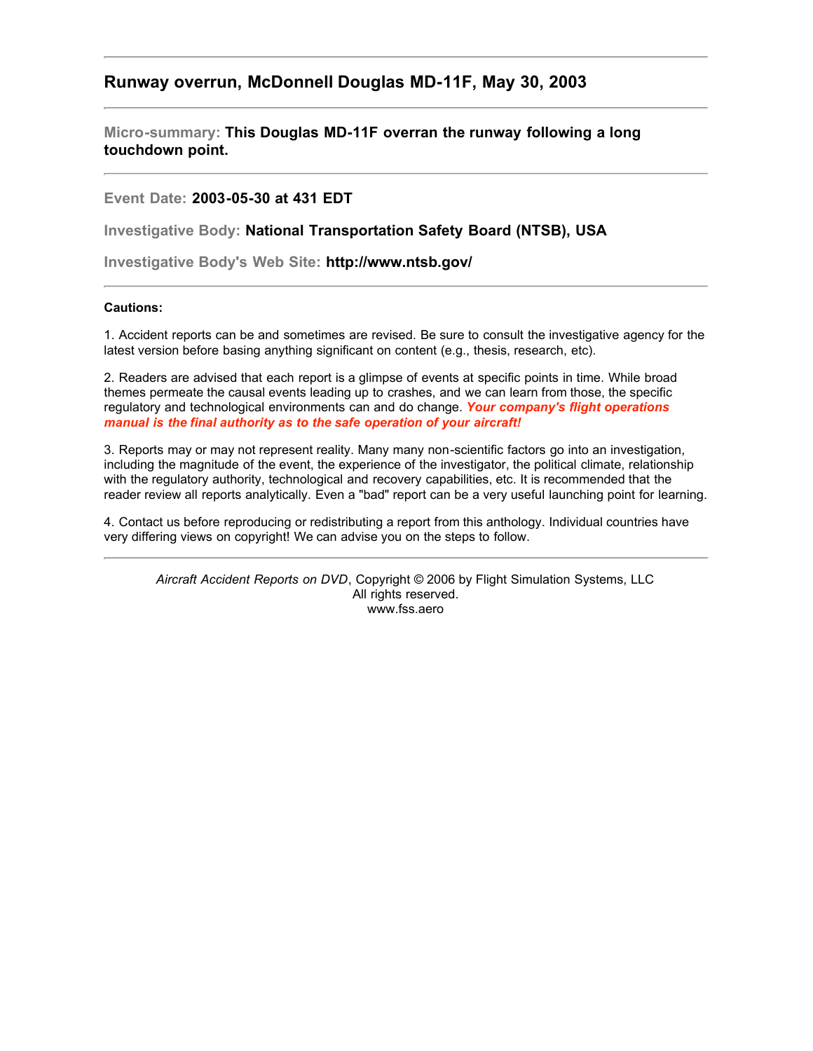## Runway overrun, McDonnell Douglas MD-11F, May 30, 2003

---

**Micro-summary:** **This Douglas MD-11F overran the runway following a long touchdown point.**

---

**Event Date:** **2003-05-30 at 431 EDT**

**Investigative Body:** **National Transportation Safety Board (NTSB), USA**

**Investigative Body's Web Site:** **http://www.ntsb.gov/**

---

**Cautions:**

1. Accident reports can be and sometimes are revised. Be sure to consult the investigative agency for the latest version before basing anything significant on content (e.g., thesis, research, etc).

2. Readers are advised that each report is a glimpse of events at specific points in time. While broad themes permeate the causal events leading up to crashes, and we can learn from those, the specific regulatory and technological environments can and do change. ***Your company's flight operations manual is the final authority as to the safe operation of your aircraft!***

3. Reports may or may not represent reality. Many many non-scientific factors go into an investigation, including the magnitude of the event, the experience of the investigator, the political climate, relationship with the regulatory authority, technological and recovery capabilities, etc. It is recommended that the reader review all reports analytically. Even a "bad" report can be a very useful launching point for learning.

4. Contact us before reproducing or redistributing a report from this anthology. Individual countries have very differing views on copyright! We can advise you on the steps to follow.

---

*Aircraft Accident Reports on DVD*, Copyright © 2006 by Flight Simulation Systems, LLC
All rights reserved.
www.fss.aero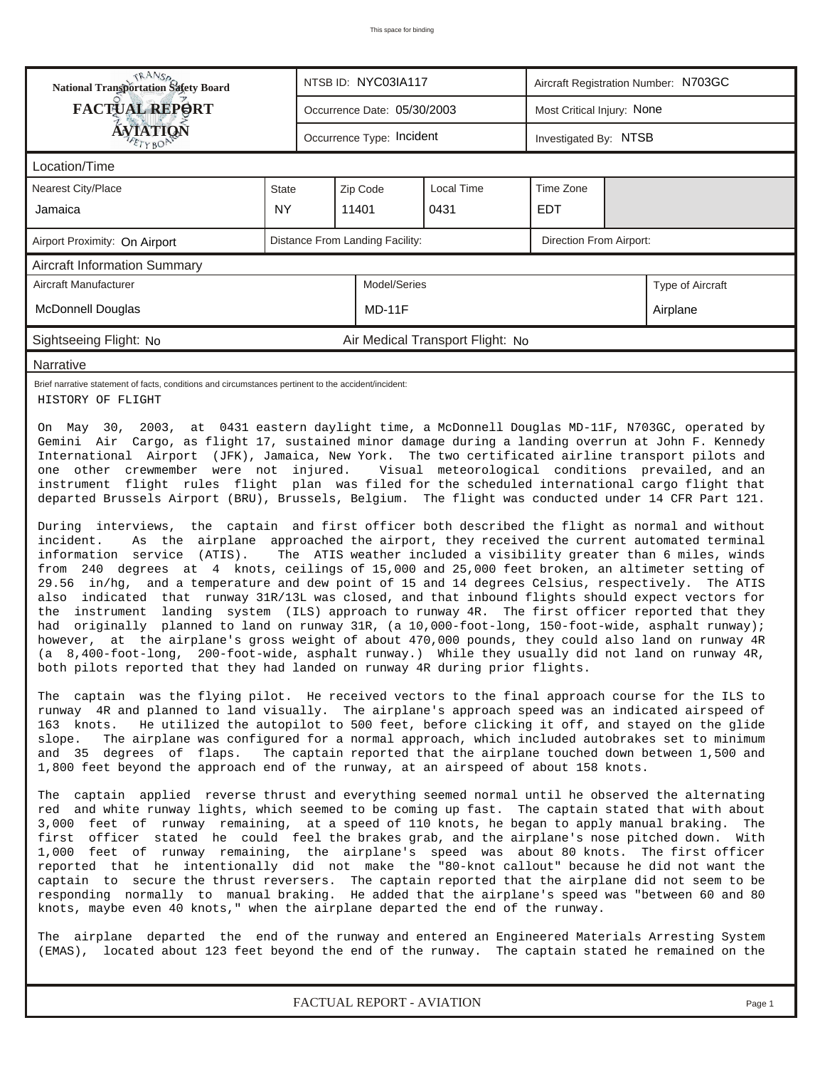This space for binding

| National Transportation Safety Board FACTUAL REPORT AVIATION | NTSB ID: NYC03IA117 | Aircraft Registration Number: N703GC |
|---|---|---|
| | Occurrence Date: 05/30/2003 | Most Critical Injury: None |
| | Occurrence Type: Incident | Investigated By: NTSB |

## Location/Time

| Nearest City/Place | State | Zip Code | Local Time | Time Zone |
|---|---|---|---|---|
| Jamaica | NY | 11401 | 0431 | EDT |

| Airport Proximity: On Airport | Distance From Landing Facility: | Direction From Airport: |
|---|---|---|

## Aircraft Information Summary

| Aircraft Manufacturer | Model/Series | Type of Aircraft |
|---|---|---|
| McDonnell Douglas | MD-11F | Airplane |

| Sightseeing Flight: No | Air Medical Transport Flight: No |
|---|---|

## Narrative

Brief narrative statement of facts, conditions and circumstances pertinent to the accident/incident:

HISTORY OF FLIGHT

On May 30, 2003, at 0431 eastern daylight time, a McDonnell Douglas MD-11F, N703GC, operated by Gemini Air Cargo, as flight 17, sustained minor damage during a landing overrun at John F. Kennedy International Airport (JFK), Jamaica, New York. The two certificated airline transport pilots and one other crewmember were not injured. Visual meteorological conditions prevailed, and an instrument flight rules flight plan was filed for the scheduled international cargo flight that departed Brussels Airport (BRU), Brussels, Belgium. The flight was conducted under 14 CFR Part 121.

During interviews, the captain and first officer both described the flight as normal and without incident. As the airplane approached the airport, they received the current automated terminal information service (ATIS). The ATIS weather included a visibility greater than 6 miles, winds from 240 degrees at 4 knots, ceilings of 15,000 and 25,000 feet broken, an altimeter setting of 29.56 in/hg, and a temperature and dew point of 15 and 14 degrees Celsius, respectively. The ATIS also indicated that runway 31R/13L was closed, and that inbound flights should expect vectors for the instrument landing system (ILS) approach to runway 4R. The first officer reported that they had originally planned to land on runway 31R, (a 10,000-foot-long, 150-foot-wide, asphalt runway); however, at the airplane's gross weight of about 470,000 pounds, they could also land on runway 4R (a 8,400-foot-long, 200-foot-wide, asphalt runway.) While they usually did not land on runway 4R, both pilots reported that they had landed on runway 4R during prior flights.

The captain was the flying pilot. He received vectors to the final approach course for the ILS to runway 4R and planned to land visually. The airplane's approach speed was an indicated airspeed of 163 knots. He utilized the autopilot to 500 feet, before clicking it off, and stayed on the glide slope. The airplane was configured for a normal approach, which included autobrakes set to minimum and 35 degrees of flaps. The captain reported that the airplane touched down between 1,500 and 1,800 feet beyond the approach end of the runway, at an airspeed of about 158 knots.

The captain applied reverse thrust and everything seemed normal until he observed the alternating red and white runway lights, which seemed to be coming up fast. The captain stated that with about 3,000 feet of runway remaining, at a speed of 110 knots, he began to apply manual braking. The first officer stated he could feel the brakes grab, and the airplane's nose pitched down. With 1,000 feet of runway remaining, the airplane's speed was about 80 knots. The first officer reported that he intentionally did not make the "80-knot callout" because he did not want the captain to secure the thrust reversers. The captain reported that the airplane did not seem to be responding normally to manual braking. He added that the airplane's speed was "between 60 and 80 knots, maybe even 40 knots," when the airplane departed the end of the runway.

The airplane departed the end of the runway and entered an Engineered Materials Arresting System (EMAS), located about 123 feet beyond the end of the runway. The captain stated he remained on the

FACTUAL REPORT - AVIATION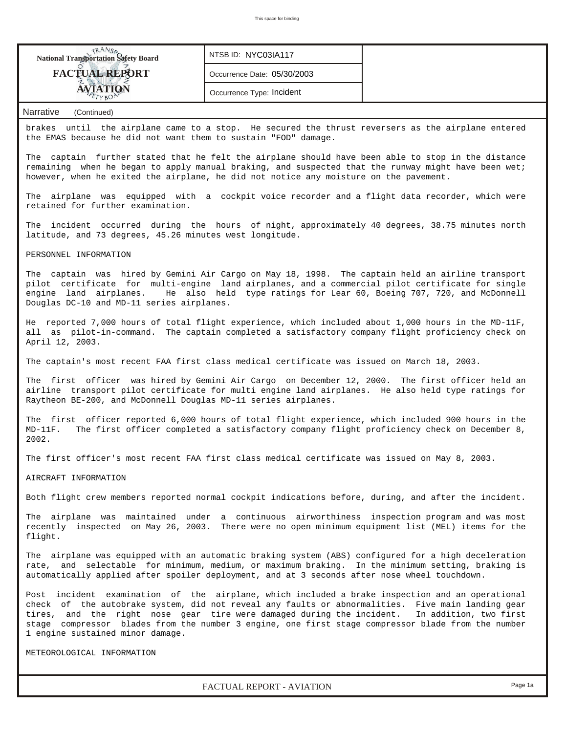| National Transportation Safety Board FACTUAL REPORT AVIATION | NTSB ID: NYC03IA117 |
|---|---|
| | Occurrence Date: 05/30/2003 |
| | Occurrence Type: Incident |

Narrative (Continued)

brakes until the airplane came to a stop. He secured the thrust reversers as the airplane entered the EMAS because he did not want them to sustain "FOD" damage.

The captain further stated that he felt the airplane should have been able to stop in the distance remaining when he began to apply manual braking, and suspected that the runway might have been wet; however, when he exited the airplane, he did not notice any moisture on the pavement.

The airplane was equipped with a cockpit voice recorder and a flight data recorder, which were retained for further examination.

The incident occurred during the hours of night, approximately 40 degrees, 38.75 minutes north latitude, and 73 degrees, 45.26 minutes west longitude.

PERSONNEL INFORMATION

The captain was hired by Gemini Air Cargo on May 18, 1998. The captain held an airline transport pilot certificate for multi-engine land airplanes, and a commercial pilot certificate for single engine land airplanes. He also held type ratings for Lear 60, Boeing 707, 720, and McDonnell Douglas DC-10 and MD-11 series airplanes.

He reported 7,000 hours of total flight experience, which included about 1,000 hours in the MD-11F, all as pilot-in-command. The captain completed a satisfactory company flight proficiency check on April 12, 2003.

The captain's most recent FAA first class medical certificate was issued on March 18, 2003.

The first officer was hired by Gemini Air Cargo on December 12, 2000. The first officer held an airline transport pilot certificate for multi engine land airplanes. He also held type ratings for Raytheon BE-200, and McDonnell Douglas MD-11 series airplanes.

The first officer reported 6,000 hours of total flight experience, which included 900 hours in the MD-11F. The first officer completed a satisfactory company flight proficiency check on December 8, 2002.

The first officer's most recent FAA first class medical certificate was issued on May 8, 2003.

AIRCRAFT INFORMATION

Both flight crew members reported normal cockpit indications before, during, and after the incident.

The airplane was maintained under a continuous airworthiness inspection program and was most recently inspected on May 26, 2003. There were no open minimum equipment list (MEL) items for the flight.

The airplane was equipped with an automatic braking system (ABS) configured for a high deceleration rate, and selectable for minimum, medium, or maximum braking. In the minimum setting, braking is automatically applied after spoiler deployment, and at 3 seconds after nose wheel touchdown.

Post incident examination of the airplane, which included a brake inspection and an operational check of the autobrake system, did not reveal any faults or abnormalities. Five main landing gear tires, and the right nose gear tire were damaged during the incident. In addition, two first stage compressor blades from the number 3 engine, one first stage compressor blade from the number 1 engine sustained minor damage.

METEOROLOGICAL INFORMATION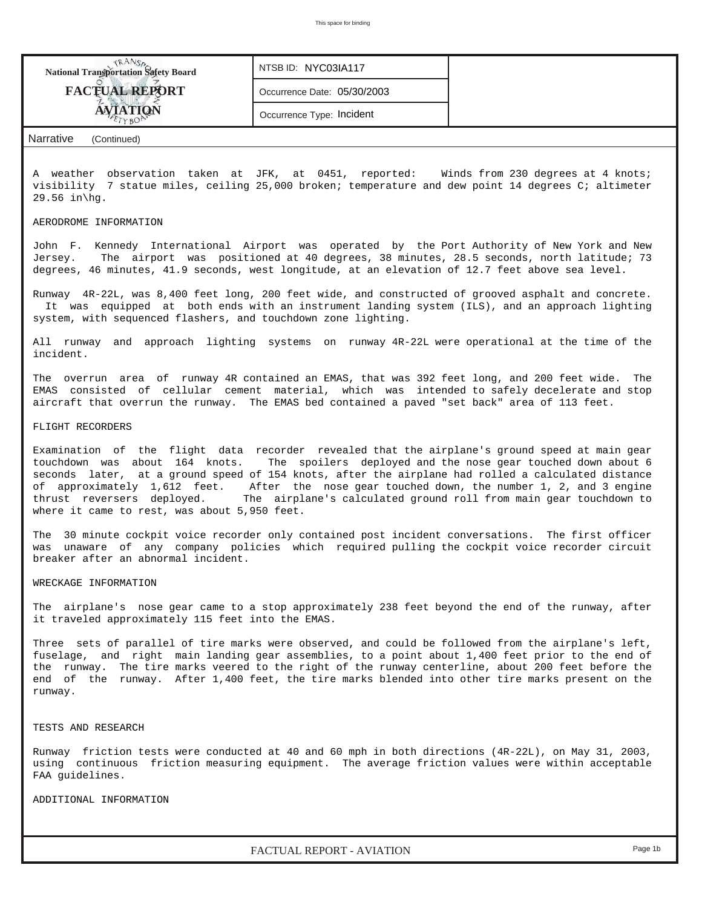| National Transportation Safety Board FACTUAL REPORT AVIATION | NTSB ID: NYC03IA117 | |
|---|---|---|
| | Occurrence Date: 05/30/2003 | |
| | Occurrence Type: Incident | |

Narrative (Continued)

A weather observation taken at JFK, at 0451, reported: Winds from 230 degrees at 4 knots; visibility 7 statue miles, ceiling 25,000 broken; temperature and dew point 14 degrees C; altimeter 29.56 in\hg.

AERODROME INFORMATION

John F. Kennedy International Airport was operated by the Port Authority of New York and New Jersey. The airport was positioned at 40 degrees, 38 minutes, 28.5 seconds, north latitude; 73 degrees, 46 minutes, 41.9 seconds, west longitude, at an elevation of 12.7 feet above sea level.

Runway 4R-22L, was 8,400 feet long, 200 feet wide, and constructed of grooved asphalt and concrete. It was equipped at both ends with an instrument landing system (ILS), and an approach lighting system, with sequenced flashers, and touchdown zone lighting.

All runway and approach lighting systems on runway 4R-22L were operational at the time of the incident.

The overrun area of runway 4R contained an EMAS, that was 392 feet long, and 200 feet wide. The EMAS consisted of cellular cement material, which was intended to safely decelerate and stop aircraft that overrun the runway. The EMAS bed contained a paved "set back" area of 113 feet.

FLIGHT RECORDERS

Examination of the flight data recorder revealed that the airplane's ground speed at main gear touchdown was about 164 knots. The spoilers deployed and the nose gear touched down about 6 seconds later, at a ground speed of 154 knots, after the airplane had rolled a calculated distance of approximately 1,612 feet. After the nose gear touched down, the number 1, 2, and 3 engine thrust reversers deployed. The airplane's calculated ground roll from main gear touchdown to where it came to rest, was about 5,950 feet.

The 30 minute cockpit voice recorder only contained post incident conversations. The first officer was unaware of any company policies which required pulling the cockpit voice recorder circuit breaker after an abnormal incident.

WRECKAGE INFORMATION

The airplane's nose gear came to a stop approximately 238 feet beyond the end of the runway, after it traveled approximately 115 feet into the EMAS.

Three sets of parallel of tire marks were observed, and could be followed from the airplane's left, fuselage, and right main landing gear assemblies, to a point about 1,400 feet prior to the end of the runway. The tire marks veered to the right of the runway centerline, about 200 feet before the end of the runway. After 1,400 feet, the tire marks blended into other tire marks present on the runway.

TESTS AND RESEARCH

Runway friction tests were conducted at 40 and 60 mph in both directions (4R-22L), on May 31, 2003, using continuous friction measuring equipment. The average friction values were within acceptable FAA guidelines.

ADDITIONAL INFORMATION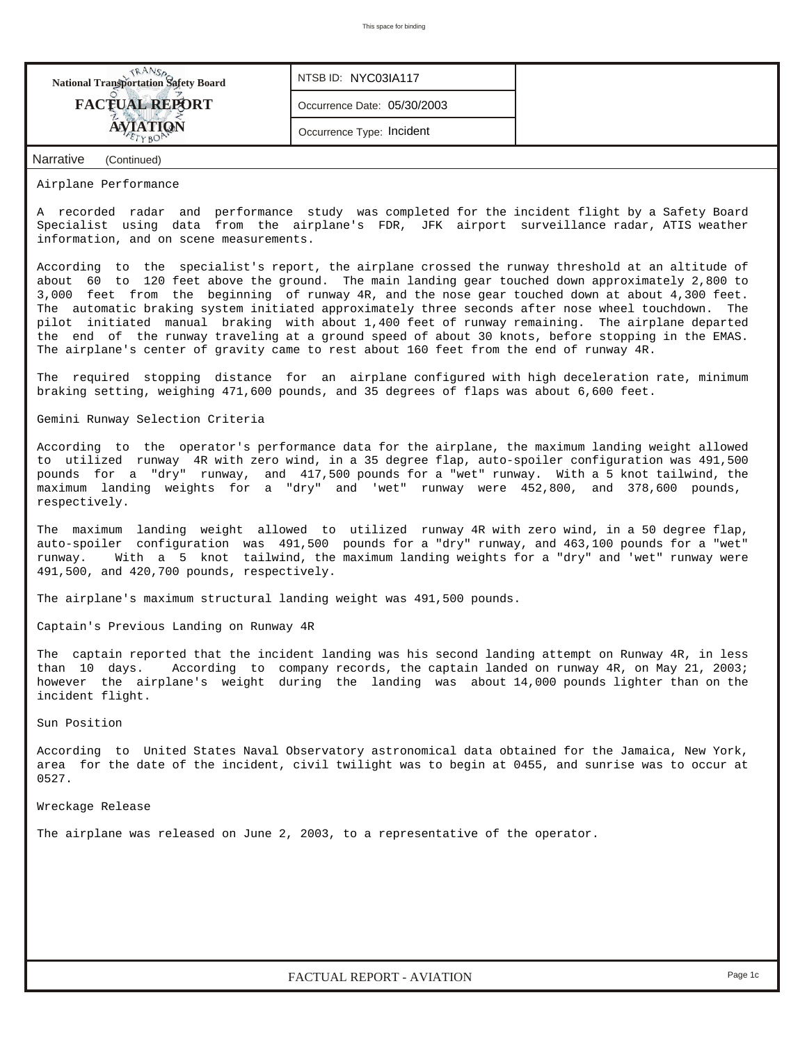**National Transportation Safety Board**

**FACTUAL REPORT**

**AVIATION**

NTSB ID: NYC03IA117

Occurrence Date: 05/30/2003

Occurrence Type: Incident

Narrative (Continued)

Airplane Performance

A recorded radar and performance study was completed for the incident flight by a Safety Board Specialist using data from the airplane's FDR, JFK airport surveillance radar, ATIS weather information, and on scene measurements.

According to the specialist's report, the airplane crossed the runway threshold at an altitude of about 60 to 120 feet above the ground. The main landing gear touched down approximately 2,800 to 3,000 feet from the beginning of runway 4R, and the nose gear touched down at about 4,300 feet. The automatic braking system initiated approximately three seconds after nose wheel touchdown. The pilot initiated manual braking with about 1,400 feet of runway remaining. The airplane departed the end of the runway traveling at a ground speed of about 30 knots, before stopping in the EMAS. The airplane's center of gravity came to rest about 160 feet from the end of runway 4R.

The required stopping distance for an airplane configured with high deceleration rate, minimum braking setting, weighing 471,600 pounds, and 35 degrees of flaps was about 6,600 feet.

Gemini Runway Selection Criteria

According to the operator's performance data for the airplane, the maximum landing weight allowed to utilized runway 4R with zero wind, in a 35 degree flap, auto-spoiler configuration was 491,500 pounds for a "dry" runway, and 417,500 pounds for a "wet" runway. With a 5 knot tailwind, the maximum landing weights for a "dry" and 'wet" runway were 452,800, and 378,600 pounds, respectively.

The maximum landing weight allowed to utilized runway 4R with zero wind, in a 50 degree flap, auto-spoiler configuration was 491,500 pounds for a "dry" runway, and 463,100 pounds for a "wet" runway. With a 5 knot tailwind, the maximum landing weights for a "dry" and 'wet" runway were 491,500, and 420,700 pounds, respectively.

The airplane's maximum structural landing weight was 491,500 pounds.

Captain's Previous Landing on Runway 4R

The captain reported that the incident landing was his second landing attempt on Runway 4R, in less than 10 days. According to company records, the captain landed on runway 4R, on May 21, 2003; however the airplane's weight during the landing was about 14,000 pounds lighter than on the incident flight.

Sun Position

According to United States Naval Observatory astronomical data obtained for the Jamaica, New York, area for the date of the incident, civil twilight was to begin at 0455, and sunrise was to occur at 0527.

Wreckage Release

The airplane was released on June 2, 2003, to a representative of the operator.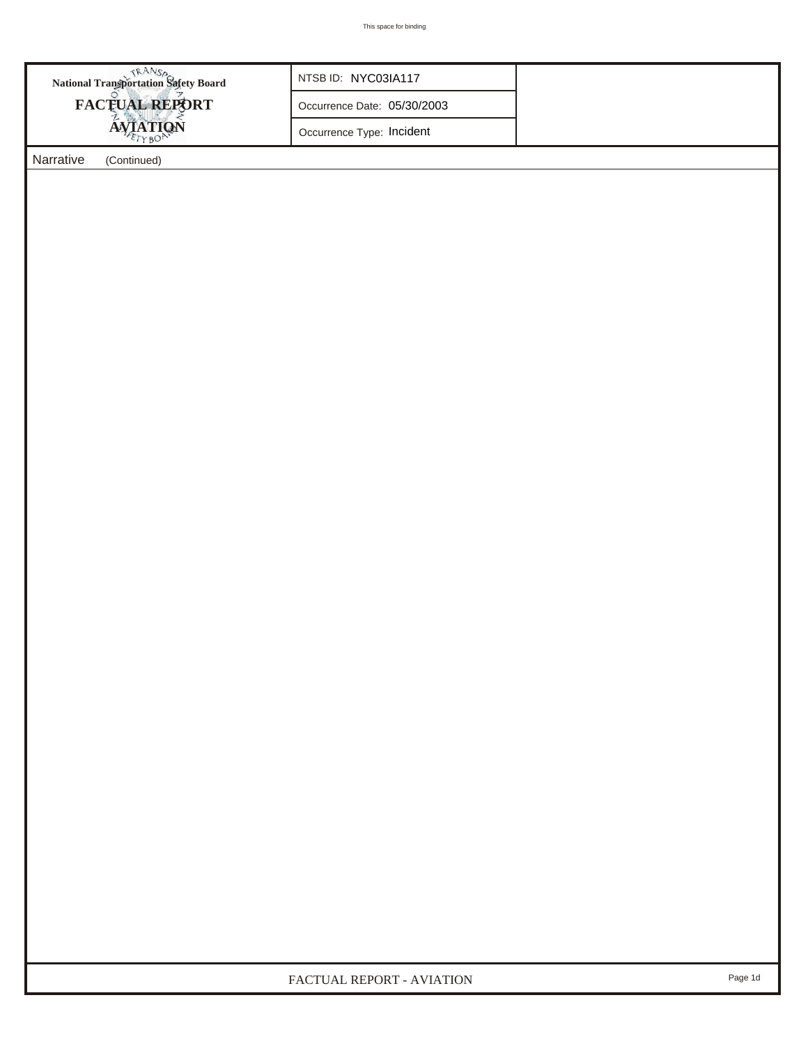National Transportation Safety Board

**FACTUAL REPORT**

**AVIATION**

| | |
|---|---|
| NTSB ID: NYC03IA117 | |
| Occurrence Date: 05/30/2003 | |
| Occurrence Type: Incident | |

Narrative (Continued)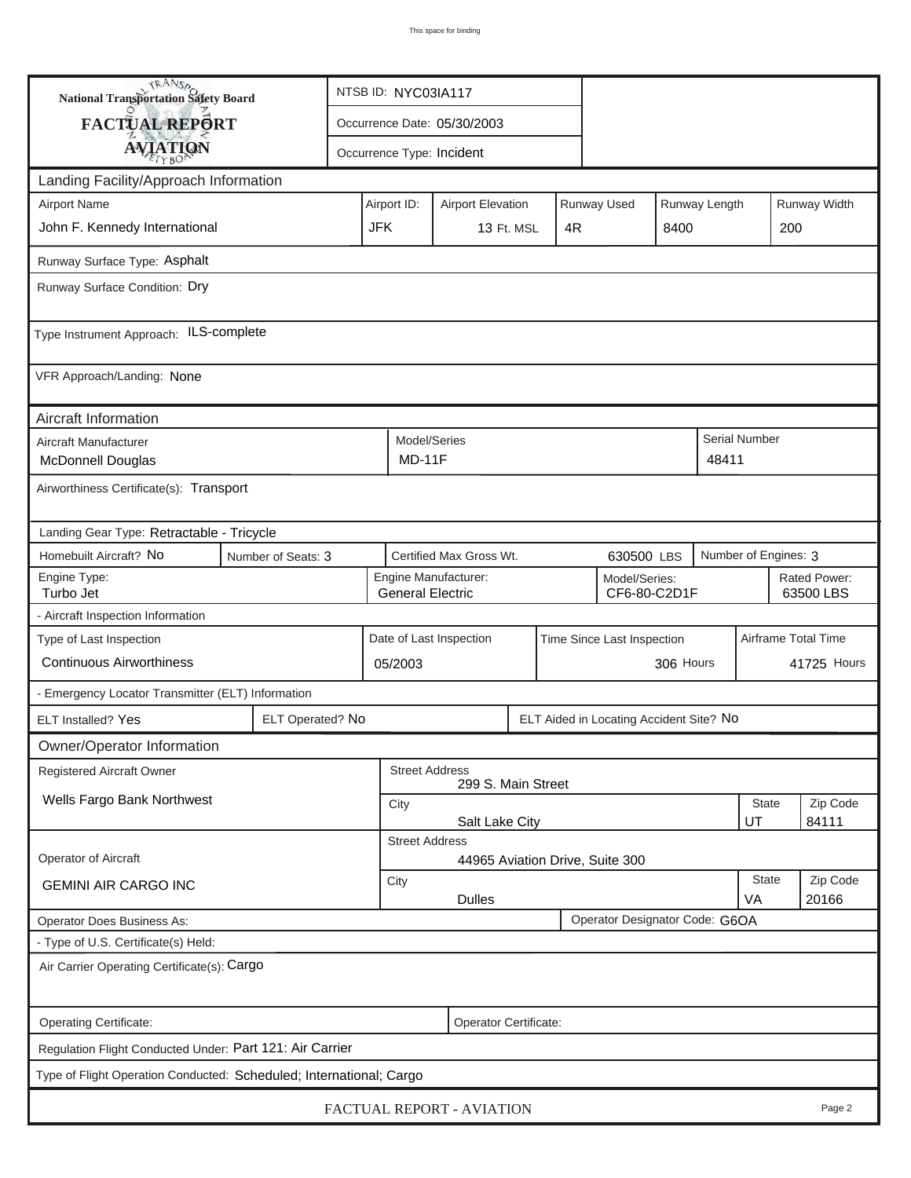This space for binding

**National Transportation Safety Board**

**FACTUAL REPORT**

**AVIATION**

NTSB ID: NYC03IA117

Occurrence Date: 05/30/2003

Occurrence Type: Incident

## Landing Facility/Approach Information

| Airport Name | Airport ID: | Airport Elevation | Runway Used | Runway Length | Runway Width |
|---|---|---|---|---|---|
| John F. Kennedy International | JFK | 13 Ft. MSL | 4R | 8400 | 200 |

Runway Surface Type: Asphalt

Runway Surface Condition: Dry

Type Instrument Approach: ILS-complete

VFR Approach/Landing: None

## Aircraft Information

| Aircraft Manufacturer | Model/Series | Serial Number |
|---|---|---|
| McDonnell Douglas | MD-11F | 48411 |

Airworthiness Certificate(s): Transport

Landing Gear Type: Retractable - Tricycle

| Homebuilt Aircraft? No | Number of Seats: 3 | Certified Max Gross Wt. 630500 LBS | Number of Engines: 3 |
|---|---|---|---|

| Engine Type: | Engine Manufacturer: | Model/Series: | Rated Power: |
|---|---|---|---|
| Turbo Jet | General Electric | CF6-80-C2D1F | 63500 LBS |

- Aircraft Inspection Information

| Type of Last Inspection | Date of Last Inspection | Time Since Last Inspection | Airframe Total Time |
|---|---|---|---|
| Continuous Airworthiness | 05/2003 | 306 Hours | 41725 Hours |

- Emergency Locator Transmitter (ELT) Information

| ELT Installed? Yes | ELT Operated? No | ELT Aided in Locating Accident Site? No |
|---|---|---|

## Owner/Operator Information

| | | Street Address | City | State | Zip Code |
|---|---|---|---|---|---|
| Registered Aircraft Owner | Wells Fargo Bank Northwest | 299 S. Main Street | Salt Lake City | UT | 84111 |
| Operator of Aircraft | GEMINI AIR CARGO INC | 44965 Aviation Drive, Suite 300 | Dulles | VA | 20166 |

Operator Does Business As:

Operator Designator Code: G6OA

- Type of U.S. Certificate(s) Held:

Air Carrier Operating Certificate(s): Cargo

Operating Certificate:

Operator Certificate:

Regulation Flight Conducted Under: Part 121: Air Carrier

Type of Flight Operation Conducted: Scheduled; International; Cargo

FACTUAL REPORT - AVIATION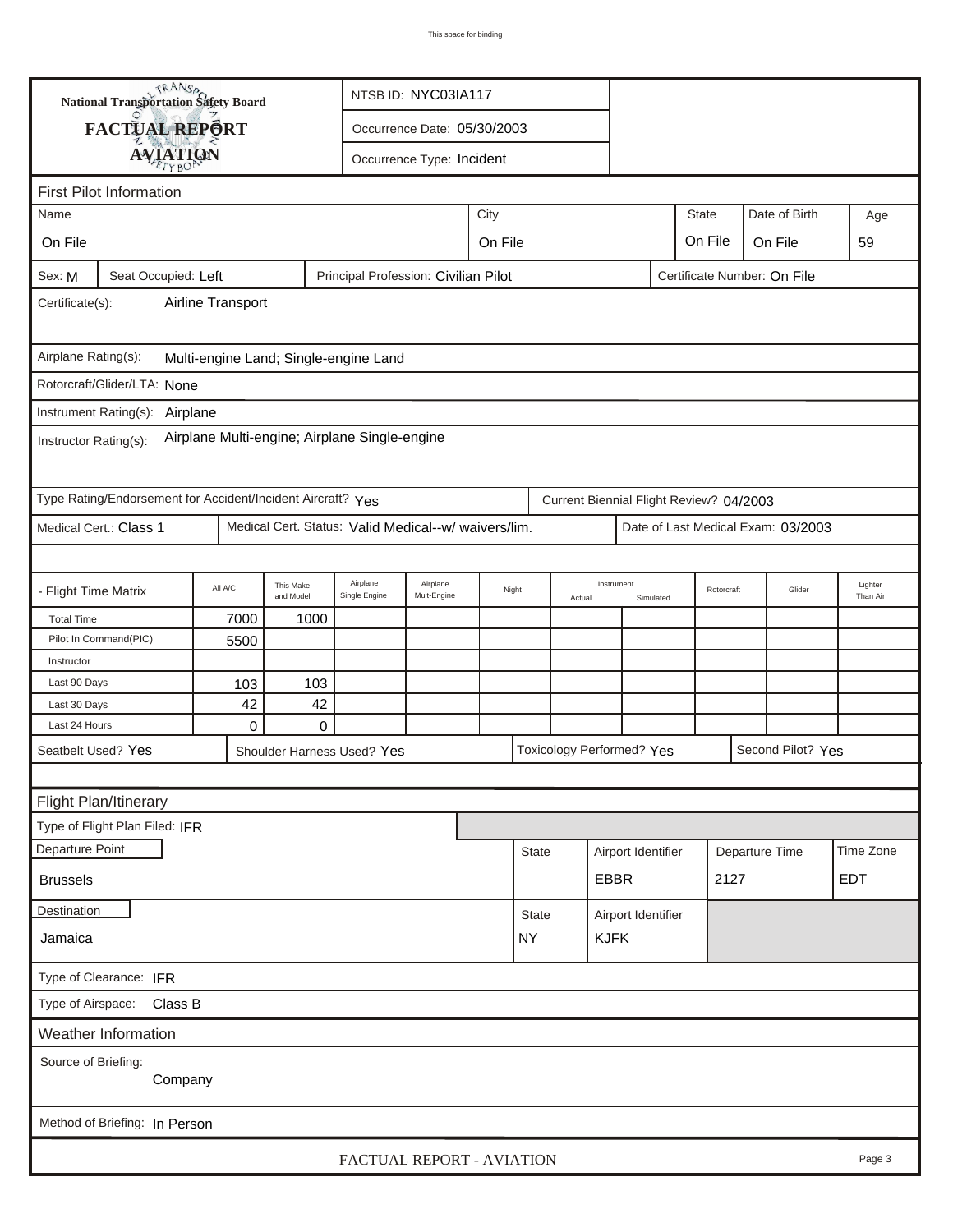**National Transportation Safety Board**

**FACTUAL REPORT**

**AVIATION**

NTSB ID: NYC03IA117

Occurrence Date: 05/30/2003

Occurrence Type: Incident

## First Pilot Information

| Name | City | State | Date of Birth | Age |
|---|---|---|---|---|
| On File | On File | On File | On File | 59 |

Sex: M | Seat Occupied: Left | Principal Profession: Civilian Pilot | Certificate Number: On File

Certificate(s): Airline Transport

Airplane Rating(s): Multi-engine Land; Single-engine Land

Rotorcraft/Glider/LTA: None

Instrument Rating(s): Airplane

Instructor Rating(s): Airplane Multi-engine; Airplane Single-engine

Type Rating/Endorsement for Accident/Incident Aircraft? Yes | Current Biennial Flight Review? 04/2003

Medical Cert.: Class 1 | Medical Cert. Status: Valid Medical--w/ waivers/lim. | Date of Last Medical Exam: 03/2003

| - Flight Time Matrix | All A/C | This Make and Model | Airplane Single Engine | Airplane Mult-Engine | Night | Instrument Actual | Instrument Simulated | Rotorcraft | Glider | Lighter Than Air |
|---|---|---|---|---|---|---|---|---|---|---|
| Total Time | 7000 | 1000 | | | | | | | | |
| Pilot In Command(PIC) | 5500 | | | | | | | | | |
| Instructor | | | | | | | | | | |
| Last 90 Days | 103 | 103 | | | | | | | | |
| Last 30 Days | 42 | 42 | | | | | | | | |
| Last 24 Hours | 0 | 0 | | | | | | | | |

Seatbelt Used? Yes | Shoulder Harness Used? Yes | Toxicology Performed? Yes | Second Pilot? Yes

## Flight Plan/Itinerary

Type of Flight Plan Filed: IFR

| Departure Point | State | Airport Identifier | Departure Time | Time Zone |
|---|---|---|---|---|
| Brussels | | EBBR | 2127 | EDT |

| Destination | State | Airport Identifier |
|---|---|---|
| Jamaica | NY | KJFK |

Type of Clearance: IFR

Type of Airspace: Class B

## Weather Information

Source of Briefing: Company

Method of Briefing: In Person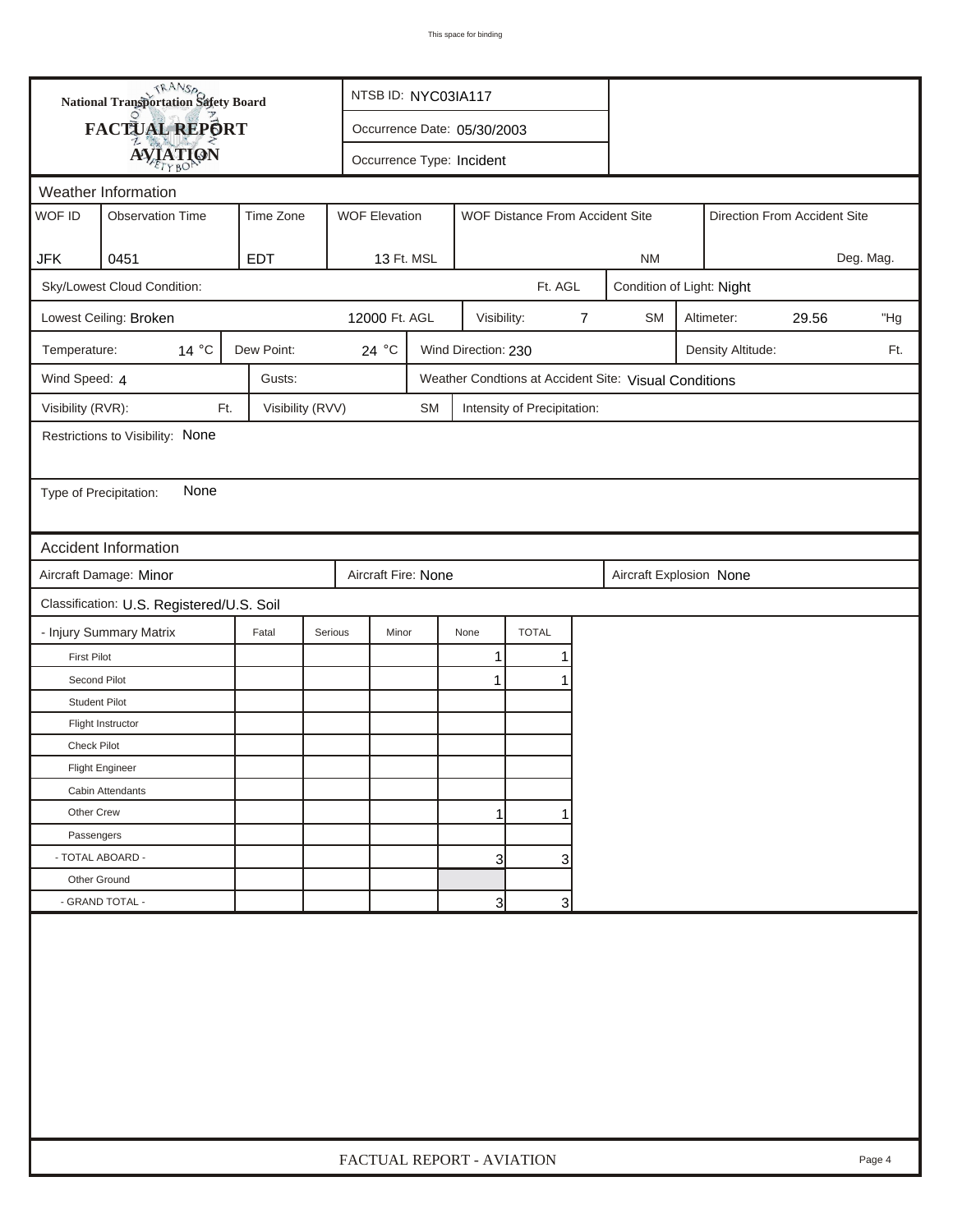National Transportation Safety Board

# FACTUAL REPORT
## AVIATION

NTSB ID: NYC03IA117

Occurrence Date: 05/30/2003

Occurrence Type: Incident

### Weather Information

| WOF ID | Observation Time | Time Zone | WOF Elevation | WOF Distance From Accident Site | Direction From Accident Site |
|---|---|---|---|---|---|
| JFK | 0451 | EDT | 13 Ft. MSL | NM | Deg. Mag. |

Sky/Lowest Cloud Condition: Ft. AGL

Condition of Light: Night

Lowest Ceiling: Broken 12000 Ft. AGL

Visibility: 7 SM

Altimeter: 29.56 "Hg

Temperature: 14 °C

Dew Point: 24 °C

Wind Direction: 230

Density Altitude: Ft.

Wind Speed: 4

Gusts:

Weather Condtions at Accident Site: Visual Conditions

Visibility (RVR): Ft.

Visibility (RVV) SM

Intensity of Precipitation:

Restrictions to Visibility: None

Type of Precipitation: None

### Accident Information

Aircraft Damage: Minor

Aircraft Fire: None

Aircraft Explosion None

Classification: U.S. Registered/U.S. Soil

| - Injury Summary Matrix | Fatal | Serious | Minor | None | TOTAL |
|---|---|---|---|---|---|
| First Pilot | | | | 1 | 1 |
| Second Pilot | | | | 1 | 1 |
| Student Pilot | | | | | |
| Flight Instructor | | | | | |
| Check Pilot | | | | | |
| Flight Engineer | | | | | |
| Cabin Attendants | | | | | |
| Other Crew | | | | 1 | 1 |
| Passengers | | | | | |
| - TOTAL ABOARD - | | | | 3 | 3 |
| Other Ground | | | | | |
| - GRAND TOTAL - | | | | 3 | 3 |

FACTUAL REPORT - AVIATION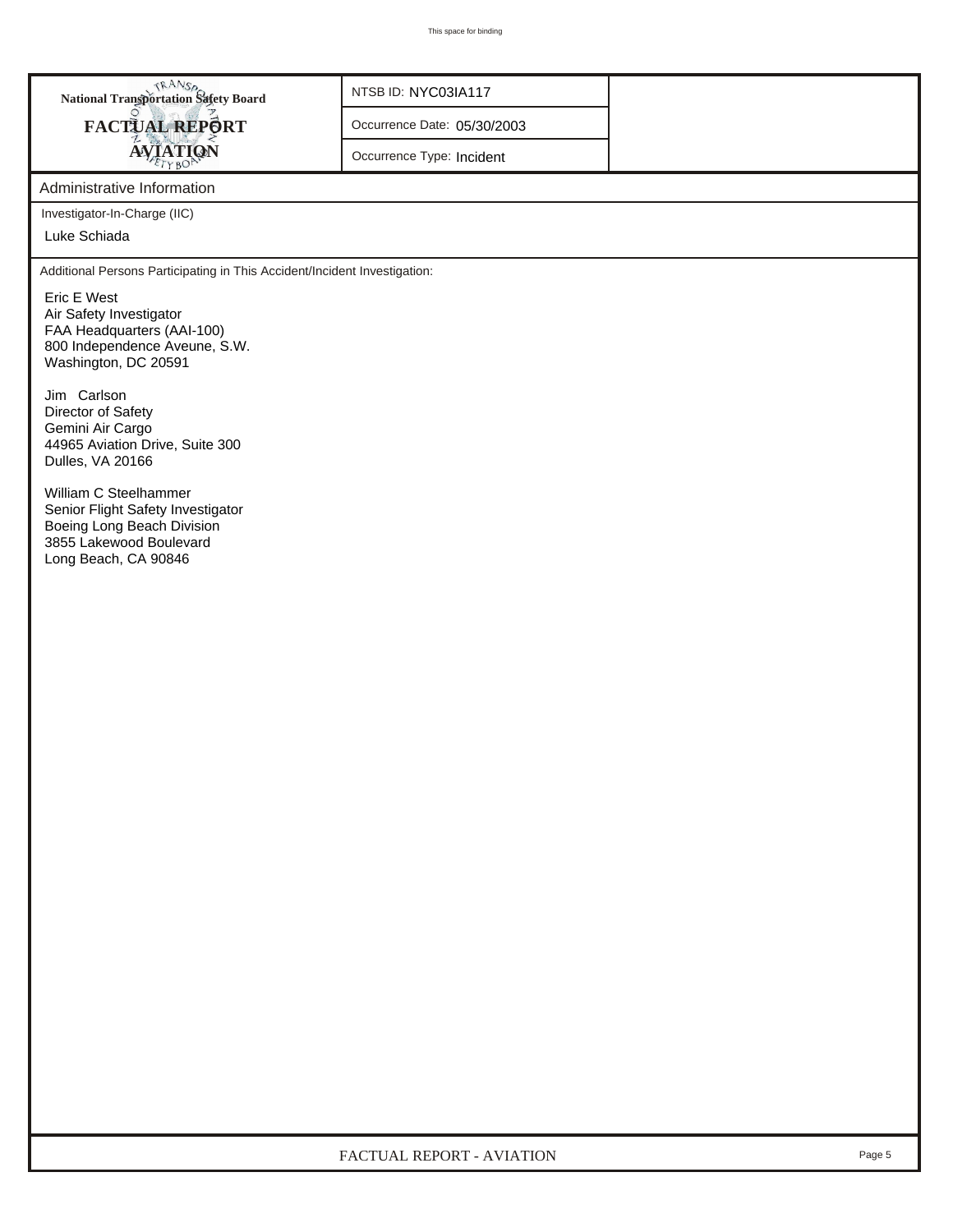**National Transportation Safety Board**
**FACTUAL REPORT**
**AVIATION**

| | |
|---|---|
| NTSB ID: NYC03IA117 | |
| Occurrence Date: 05/30/2003 | |
| Occurrence Type: Incident | |

## Administrative Information

Investigator-In-Charge (IIC)

Luke Schiada

Additional Persons Participating in This Accident/Incident Investigation:

Eric E West
Air Safety Investigator
FAA Headquarters (AAI-100)
800 Independence Aveune, S.W.
Washington, DC 20591

Jim Carlson
Director of Safety
Gemini Air Cargo
44965 Aviation Drive, Suite 300
Dulles, VA 20166

William C Steelhammer
Senior Flight Safety Investigator
Boeing Long Beach Division
3855 Lakewood Boulevard
Long Beach, CA 90846